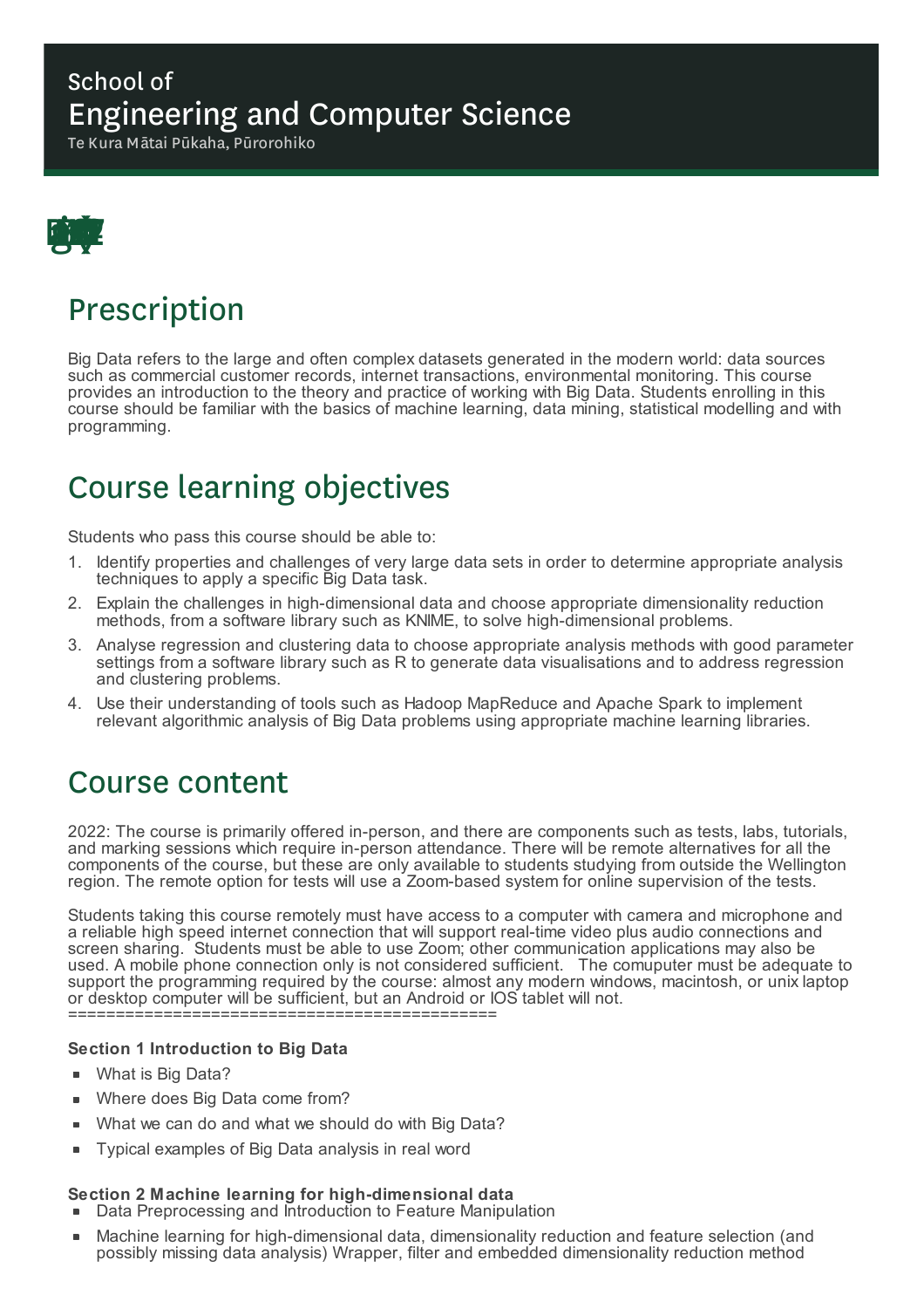School of

# Engineering and Computer Science

Te Kura Mātai Pūkaha, Pūrorohiko

## Prescription

Big Data refers to the large and often complex datasets generated in the modern world: data sources such as commercial customer records, internet transactions, environmental monitoring. This course provides an introduction to the theory and practice of working with Big Data. Students enrolling in this course should be familiar with the basics of machine learning, data mining, statistical modelling and with programming.

## Course learning objectives

Students who pass this course should be able to:

1. Identify properties and challenges of very large data sets in order to determine appropriate analysis techniques to apply a specific Big Data task.
2. Explain the challenges in high-dimensional data and choose appropriate dimensionality reduction methods, from a software library such as KNIME, to solve high-dimensional problems.
3. Analyse regression and clustering data to choose appropriate analysis methods with good parameter settings from a software library such as R to generate data visualisations and to address regression and clustering problems.
4. Use their understanding of tools such as Hadoop MapReduce and Apache Spark to implement relevant algorithmic analysis of Big Data problems using appropriate machine learning libraries.

## Course content

2022: The course is primarily offered in-person, and there are components such as tests, labs, tutorials, and marking sessions which require in-person attendance. There will be remote alternatives for all the components of the course, but these are only available to students studying from outside the Wellington region. The remote option for tests will use a Zoom-based system for online supervision of the tests.

Students taking this course remotely must have access to a computer with camera and microphone and a reliable high speed internet connection that will support real-time video plus audio connections and screen sharing. Students must be able to use Zoom; other communication applications may also be used. A mobile phone connection only is not considered sufficient. The comuputer must be adequate to support the programming required by the course: almost any modern windows, macintosh, or unix laptop or desktop computer will be sufficient, but an Android or IOS tablet will not.
=============================================

**Section 1 Introduction to Big Data**

- What is Big Data?
- Where does Big Data come from?
- What we can do and what we should do with Big Data?
- Typical examples of Big Data analysis in real word

**Section 2 Machine learning for high-dimensional data**

- Data Preprocessing and Introduction to Feature Manipulation
- Machine learning for high-dimensional data, dimensionality reduction and feature selection (and possibly missing data analysis) Wrapper, filter and embedded dimensionality reduction method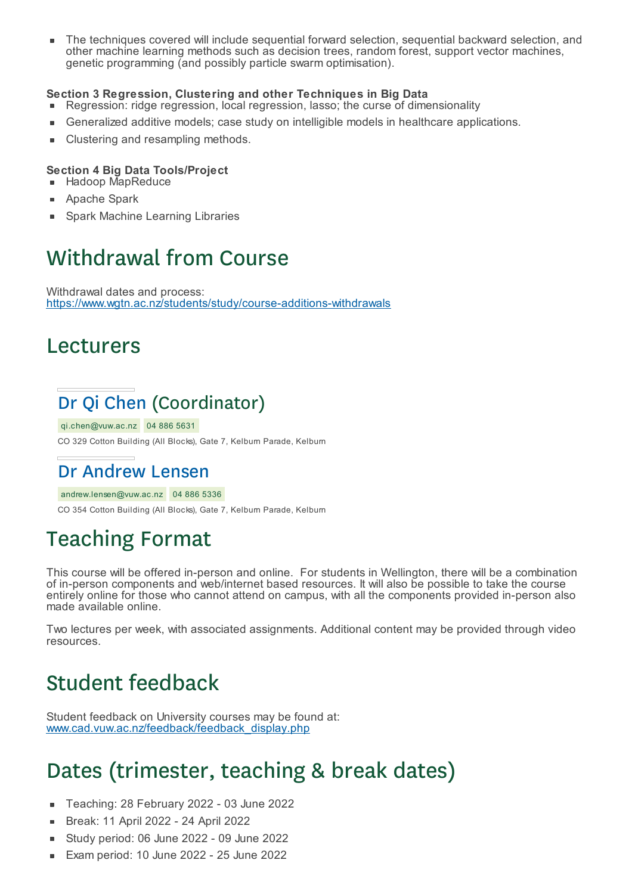- The techniques covered will include sequential forward selection, sequential backward selection, and other machine learning methods such as decision trees, random forest, support vector machines, genetic programming (and possibly particle swarm optimisation).

**Section 3 Regression, Clustering and other Techniques in Big Data**

- Regression: ridge regression, local regression, lasso; the curse of dimensionality
- Generalized additive models; case study on intelligible models in healthcare applications.
- Clustering and resampling methods.

**Section 4 Big Data Tools/Project**

- Hadoop MapReduce
- Apache Spark
- Spark Machine Learning Libraries

# Withdrawal from Course

Withdrawal dates and process:
https://www.wgtn.ac.nz/students/study/course-additions-withdrawals

# Lecturers

## Dr Qi Chen (Coordinator)

qi.chen@vuw.ac.nz 04 886 5631

CO 329 Cotton Building (All Blocks), Gate 7, Kelburn Parade, Kelburn

## Dr Andrew Lensen

andrew.lensen@vuw.ac.nz 04 886 5336

CO 354 Cotton Building (All Blocks), Gate 7, Kelburn Parade, Kelburn

# Teaching Format

This course will be offered in-person and online. For students in Wellington, there will be a combination of in-person components and web/internet based resources. It will also be possible to take the course entirely online for those who cannot attend on campus, with all the components provided in-person also made available online.

Two lectures per week, with associated assignments. Additional content may be provided through video resources.

# Student feedback

Student feedback on University courses may be found at:
www.cad.vuw.ac.nz/feedback/feedback_display.php

# Dates (trimester, teaching & break dates)

- Teaching: 28 February 2022 - 03 June 2022
- Break: 11 April 2022 - 24 April 2022
- Study period: 06 June 2022 - 09 June 2022
- Exam period: 10 June 2022 - 25 June 2022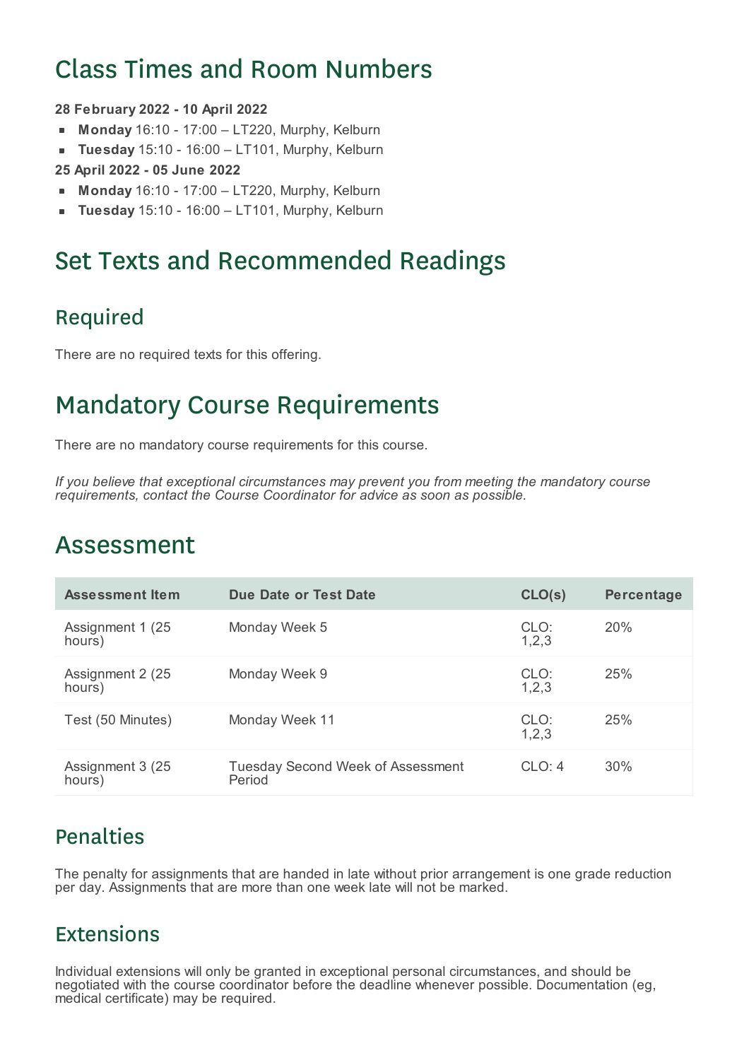# Class Times and Room Numbers

**28 February 2022 - 10 April 2022**

- **Monday** 16:10 - 17:00 – LT220, Murphy, Kelburn
- **Tuesday** 15:10 - 16:00 – LT101, Murphy, Kelburn

**25 April 2022 - 05 June 2022**

- **Monday** 16:10 - 17:00 – LT220, Murphy, Kelburn
- **Tuesday** 15:10 - 16:00 – LT101, Murphy, Kelburn

# Set Texts and Recommended Readings

## Required

There are no required texts for this offering.

# Mandatory Course Requirements

There are no mandatory course requirements for this course.

*If you believe that exceptional circumstances may prevent you from meeting the mandatory course requirements, contact the Course Coordinator for advice as soon as possible.*

# Assessment

| Assessment Item | Due Date or Test Date | CLO(s) | Percentage |
| --- | --- | --- | --- |
| Assignment 1 (25 hours) | Monday Week 5 | CLO: 1,2,3 | 20% |
| Assignment 2 (25 hours) | Monday Week 9 | CLO: 1,2,3 | 25% |
| Test (50 Minutes) | Monday Week 11 | CLO: 1,2,3 | 25% |
| Assignment 3 (25 hours) | Tuesday Second Week of Assessment Period | CLO: 4 | 30% |

## Penalties

The penalty for assignments that are handed in late without prior arrangement is one grade reduction per day. Assignments that are more than one week late will not be marked.

## Extensions

Individual extensions will only be granted in exceptional personal circumstances, and should be negotiated with the course coordinator before the deadline whenever possible. Documentation (eg, medical certificate) may be required.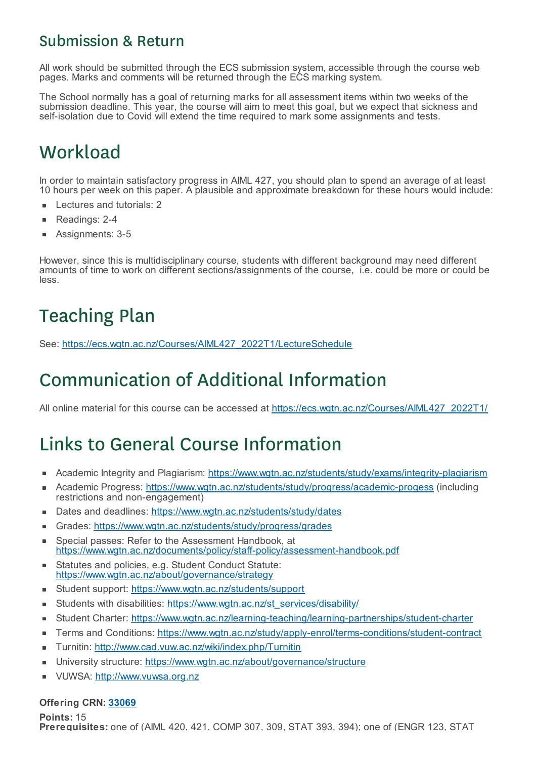## Submission & Return

All work should be submitted through the ECS submission system, accessible through the course web pages. Marks and comments will be returned through the ECS marking system.

The School normally has a goal of returning marks for all assessment items within two weeks of the submission deadline. This year, the course will aim to meet this goal, but we expect that sickness and self-isolation due to Covid will extend the time required to mark some assignments and tests.

# Workload

In order to maintain satisfactory progress in AIML 427, you should plan to spend an average of at least 10 hours per week on this paper. A plausible and approximate breakdown for these hours would include:

- Lectures and tutorials: 2
- Readings: 2-4
- Assignments: 3-5

However, since this is multidisciplinary course, students with different background may need different amounts of time to work on different sections/assignments of the course, i.e. could be more or could be less.

# Teaching Plan

See: [https://ecs.wgtn.ac.nz/Courses/AIML427_2022T1/LectureSchedule](https://ecs.wgtn.ac.nz/Courses/AIML427_2022T1/LectureSchedule)

# Communication of Additional Information

All online material for this course can be accessed at [https://ecs.wgtn.ac.nz/Courses/AIML427_2022T1/](https://ecs.wgtn.ac.nz/Courses/AIML427_2022T1/)

# Links to General Course Information

- Academic Integrity and Plagiarism: [https://www.wgtn.ac.nz/students/study/exams/integrity-plagiarism](https://www.wgtn.ac.nz/students/study/exams/integrity-plagiarism)
- Academic Progress: [https://www.wgtn.ac.nz/students/study/progress/academic-progess](https://www.wgtn.ac.nz/students/study/progress/academic-progess) (including restrictions and non-engagement)
- Dates and deadlines: [https://www.wgtn.ac.nz/students/study/dates](https://www.wgtn.ac.nz/students/study/dates)
- Grades: [https://www.wgtn.ac.nz/students/study/progress/grades](https://www.wgtn.ac.nz/students/study/progress/grades)
- Special passes: Refer to the Assessment Handbook, at [https://www.wgtn.ac.nz/documents/policy/staff-policy/assessment-handbook.pdf](https://www.wgtn.ac.nz/documents/policy/staff-policy/assessment-handbook.pdf)
- Statutes and policies, e.g. Student Conduct Statute: [https://www.wgtn.ac.nz/about/governance/strategy](https://www.wgtn.ac.nz/about/governance/strategy)
- Student support: [https://www.wgtn.ac.nz/students/support](https://www.wgtn.ac.nz/students/support)
- Students with disabilities: [https://www.wgtn.ac.nz/st_services/disability/](https://www.wgtn.ac.nz/st_services/disability/)
- Student Charter: [https://www.wgtn.ac.nz/learning-teaching/learning-partnerships/student-charter](https://www.wgtn.ac.nz/learning-teaching/learning-partnerships/student-charter)
- Terms and Conditions: [https://www.wgtn.ac.nz/study/apply-enrol/terms-conditions/student-contract](https://www.wgtn.ac.nz/study/apply-enrol/terms-conditions/student-contract)
- Turnitin: [http://www.cad.vuw.ac.nz/wiki/index.php/Turnitin](http://www.cad.vuw.ac.nz/wiki/index.php/Turnitin)
- University structure: [https://www.wgtn.ac.nz/about/governance/structure](https://www.wgtn.ac.nz/about/governance/structure)
- VUWSA: [http://www.vuwsa.org.nz](http://www.vuwsa.org.nz)

**Offering CRN: 33069**

**Points:** 15

**Prerequisites:** one of (AIML 420, 421, COMP 307, 309, STAT 393, 394); one of (ENGR 123, STAT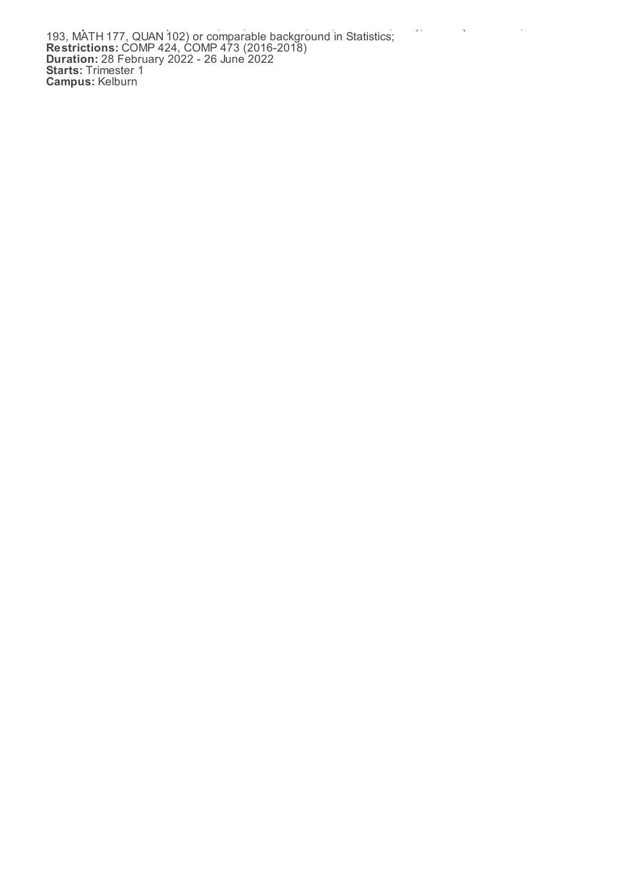193, MATH 177, QUAN 102) or comparable background in Statistics;
**Restrictions:** COMP 424, COMP 473 (2016-2018)
**Duration:** 28 February 2022 - 26 June 2022
**Starts:** Trimester 1
**Campus:** Kelburn